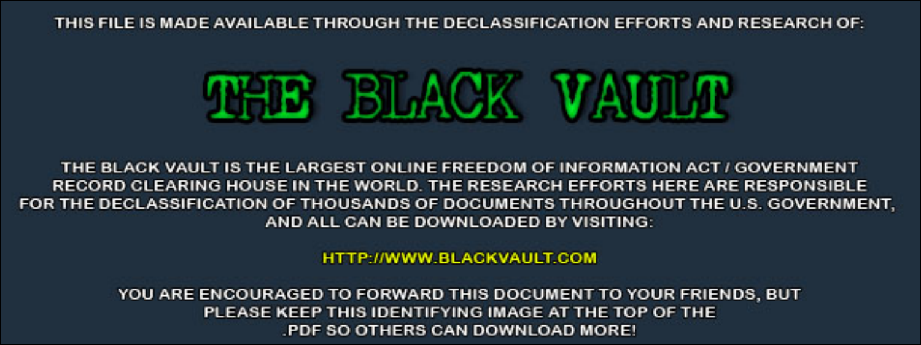THIS FILE IS MADE AVAILABLE THROUGH THE DECLASSIFICATION EFFORTS AND RESEARCH OF:

# THE BLACK VAULT

THE BLACK VAULT IS THE LARGEST ONLINE FREEDOM OF INFORMATION ACT / GOVERNMENT RECORD CLEARING HOUSE IN THE WORLD. THE RESEARCH EFFORTS HERE ARE RESPONSIBLE FOR THE DECLASSIFICATION OF THOUSANDS OF DOCUMENTS THROUGHOUT THE U.S. GOVERNMENT, AND ALL CAN BE DOWNLOADED BY VISITING:

HTTP://WWW.BLACKVAULT.COM

YOU ARE ENCOURAGED TO FORWARD THIS DOCUMENT TO YOUR FRIENDS, BUT PLEASE KEEP THIS IDENTIFYING IMAGE AT THE TOP OF THE .PDF SO OTHERS CAN DOWNLOAD MORE!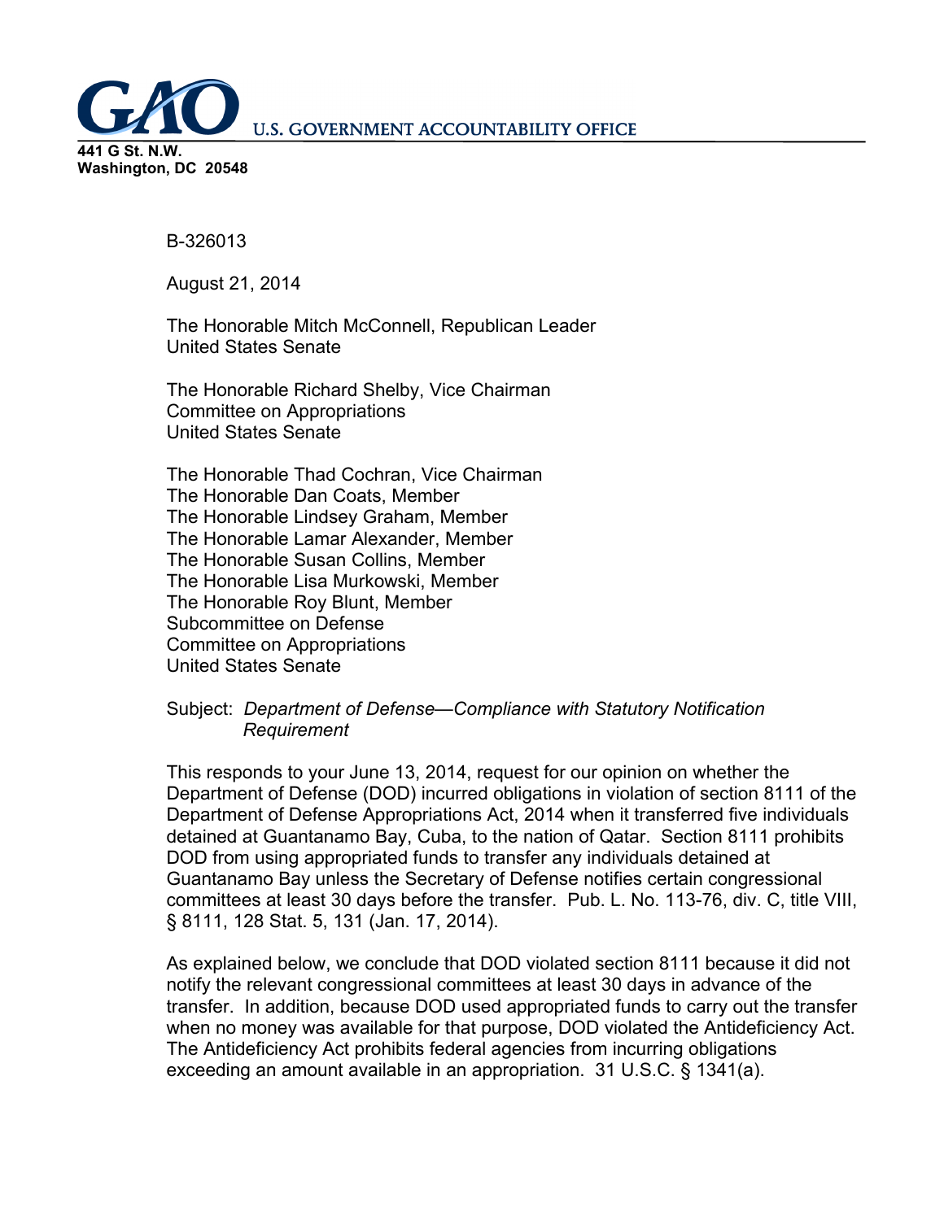B-326013

August 21, 2014

The Honorable Mitch McConnell, Republican Leader
United States Senate

The Honorable Richard Shelby, Vice Chairman
Committee on Appropriations
United States Senate

The Honorable Thad Cochran, Vice Chairman
The Honorable Dan Coats, Member
The Honorable Lindsey Graham, Member
The Honorable Lamar Alexander, Member
The Honorable Susan Collins, Member
The Honorable Lisa Murkowski, Member
The Honorable Roy Blunt, Member
Subcommittee on Defense
Committee on Appropriations
United States Senate

Subject: *Department of Defense—Compliance with Statutory Notification Requirement*

This responds to your June 13, 2014, request for our opinion on whether the Department of Defense (DOD) incurred obligations in violation of section 8111 of the Department of Defense Appropriations Act, 2014 when it transferred five individuals detained at Guantanamo Bay, Cuba, to the nation of Qatar. Section 8111 prohibits DOD from using appropriated funds to transfer any individuals detained at Guantanamo Bay unless the Secretary of Defense notifies certain congressional committees at least 30 days before the transfer. Pub. L. No. 113-76, div. C, title VIII, § 8111, 128 Stat. 5, 131 (Jan. 17, 2014).

As explained below, we conclude that DOD violated section 8111 because it did not notify the relevant congressional committees at least 30 days in advance of the transfer. In addition, because DOD used appropriated funds to carry out the transfer when no money was available for that purpose, DOD violated the Antideficiency Act. The Antideficiency Act prohibits federal agencies from incurring obligations exceeding an amount available in an appropriation. 31 U.S.C. § 1341(a).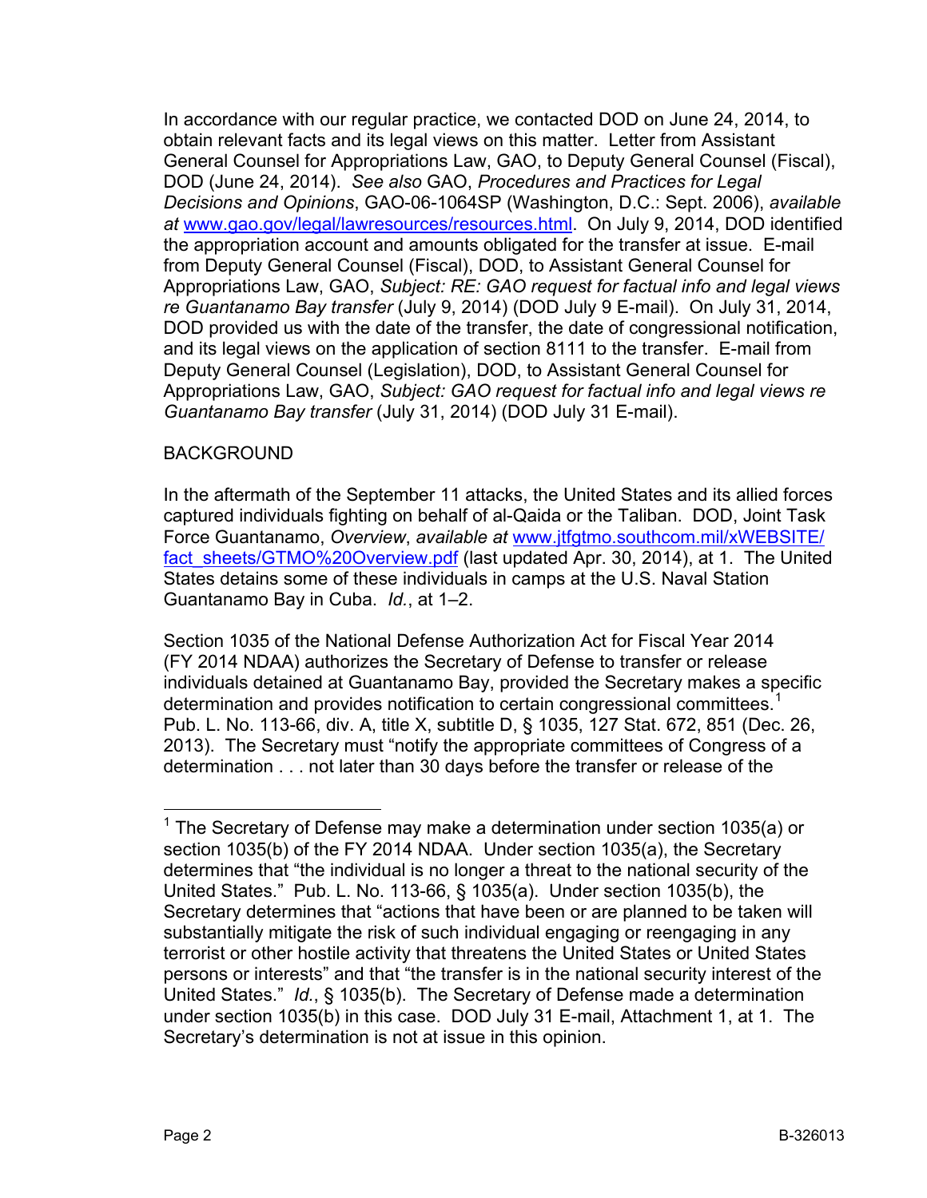In accordance with our regular practice, we contacted DOD on June 24, 2014, to obtain relevant facts and its legal views on this matter. Letter from Assistant General Counsel for Appropriations Law, GAO, to Deputy General Counsel (Fiscal), DOD (June 24, 2014). *See also* GAO, *Procedures and Practices for Legal Decisions and Opinions*, GAO-06-1064SP (Washington, D.C.: Sept. 2006), *available at* [www.gao.gov/legal/lawresources/resources.html](www.gao.gov/legal/lawresources/resources.html). On July 9, 2014, DOD identified the appropriation account and amounts obligated for the transfer at issue. E-mail from Deputy General Counsel (Fiscal), DOD, to Assistant General Counsel for Appropriations Law, GAO, *Subject: RE: GAO request for factual info and legal views re Guantanamo Bay transfer* (July 9, 2014) (DOD July 9 E-mail). On July 31, 2014, DOD provided us with the date of the transfer, the date of congressional notification, and its legal views on the application of section 8111 to the transfer. E-mail from Deputy General Counsel (Legislation), DOD, to Assistant General Counsel for Appropriations Law, GAO, *Subject: GAO request for factual info and legal views re Guantanamo Bay transfer* (July 31, 2014) (DOD July 31 E-mail).

BACKGROUND

In the aftermath of the September 11 attacks, the United States and its allied forces captured individuals fighting on behalf of al-Qaida or the Taliban. DOD, Joint Task Force Guantanamo, *Overview*, *available at* [www.jtfgtmo.southcom.mil/xWEBSITE/fact_sheets/GTMO%20Overview.pdf](www.jtfgtmo.southcom.mil/xWEBSITE/fact_sheets/GTMO%20Overview.pdf) (last updated Apr. 30, 2014), at 1. The United States detains some of these individuals in camps at the U.S. Naval Station Guantanamo Bay in Cuba. *Id.*, at 1–2.

Section 1035 of the National Defense Authorization Act for Fiscal Year 2014 (FY 2014 NDAA) authorizes the Secretary of Defense to transfer or release individuals detained at Guantanamo Bay, provided the Secretary makes a specific determination and provides notification to certain congressional committees.[1] Pub. L. No. 113-66, div. A, title X, subtitle D, § 1035, 127 Stat. 672, 851 (Dec. 26, 2013). The Secretary must "notify the appropriate committees of Congress of a determination . . . not later than 30 days before the transfer or release of the

[1] The Secretary of Defense may make a determination under section 1035(a) or section 1035(b) of the FY 2014 NDAA. Under section 1035(a), the Secretary determines that "the individual is no longer a threat to the national security of the United States." Pub. L. No. 113-66, § 1035(a). Under section 1035(b), the Secretary determines that "actions that have been or are planned to be taken will substantially mitigate the risk of such individual engaging or reengaging in any terrorist or other hostile activity that threatens the United States or United States persons or interests" and that "the transfer is in the national security interest of the United States." *Id.*, § 1035(b). The Secretary of Defense made a determination under section 1035(b) in this case. DOD July 31 E-mail, Attachment 1, at 1. The Secretary's determination is not at issue in this opinion.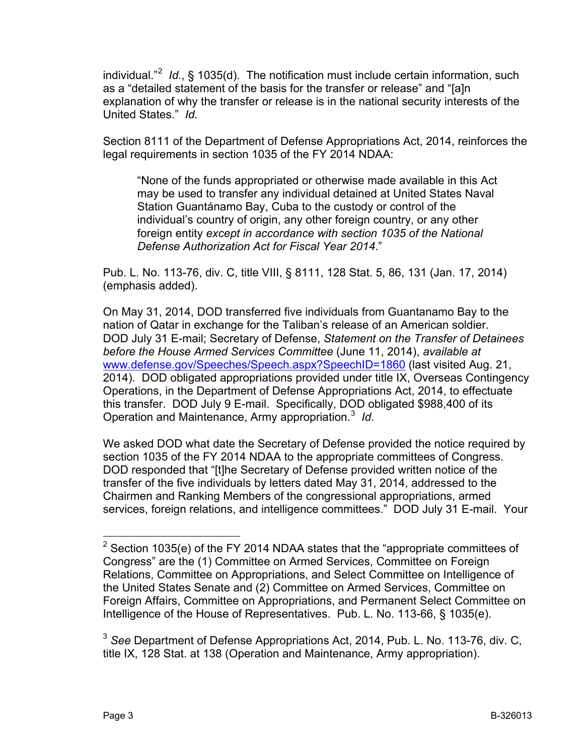individual."[2] *Id.*, § 1035(d). The notification must include certain information, such as a "detailed statement of the basis for the transfer or release" and "[a]n explanation of why the transfer or release is in the national security interests of the United States." *Id.*

Section 8111 of the Department of Defense Appropriations Act, 2014, reinforces the legal requirements in section 1035 of the FY 2014 NDAA:

> "None of the funds appropriated or otherwise made available in this Act may be used to transfer any individual detained at United States Naval Station Guantánamo Bay, Cuba to the custody or control of the individual's country of origin, any other foreign country, or any other foreign entity *except in accordance with section 1035 of the National Defense Authorization Act for Fiscal Year 2014*."

Pub. L. No. 113-76, div. C, title VIII, § 8111, 128 Stat. 5, 86, 131 (Jan. 17, 2014) (emphasis added).

On May 31, 2014, DOD transferred five individuals from Guantanamo Bay to the nation of Qatar in exchange for the Taliban's release of an American soldier. DOD July 31 E-mail; Secretary of Defense, *Statement on the Transfer of Detainees before the House Armed Services Committee* (June 11, 2014), *available at* www.defense.gov/Speeches/Speech.aspx?SpeechID=1860 (last visited Aug. 21, 2014). DOD obligated appropriations provided under title IX, Overseas Contingency Operations, in the Department of Defense Appropriations Act, 2014, to effectuate this transfer. DOD July 9 E-mail. Specifically, DOD obligated $988,400 of its Operation and Maintenance, Army appropriation.[3] *Id.*

We asked DOD what date the Secretary of Defense provided the notice required by section 1035 of the FY 2014 NDAA to the appropriate committees of Congress. DOD responded that "[t]he Secretary of Defense provided written notice of the transfer of the five individuals by letters dated May 31, 2014, addressed to the Chairmen and Ranking Members of the congressional appropriations, armed services, foreign relations, and intelligence committees." DOD July 31 E-mail. Your

---

[2] Section 1035(e) of the FY 2014 NDAA states that the "appropriate committees of Congress" are the (1) Committee on Armed Services, Committee on Foreign Relations, Committee on Appropriations, and Select Committee on Intelligence of the United States Senate and (2) Committee on Armed Services, Committee on Foreign Affairs, Committee on Appropriations, and Permanent Select Committee on Intelligence of the House of Representatives. Pub. L. No. 113-66, § 1035(e).

[3] *See* Department of Defense Appropriations Act, 2014, Pub. L. No. 113-76, div. C, title IX, 128 Stat. at 138 (Operation and Maintenance, Army appropriation).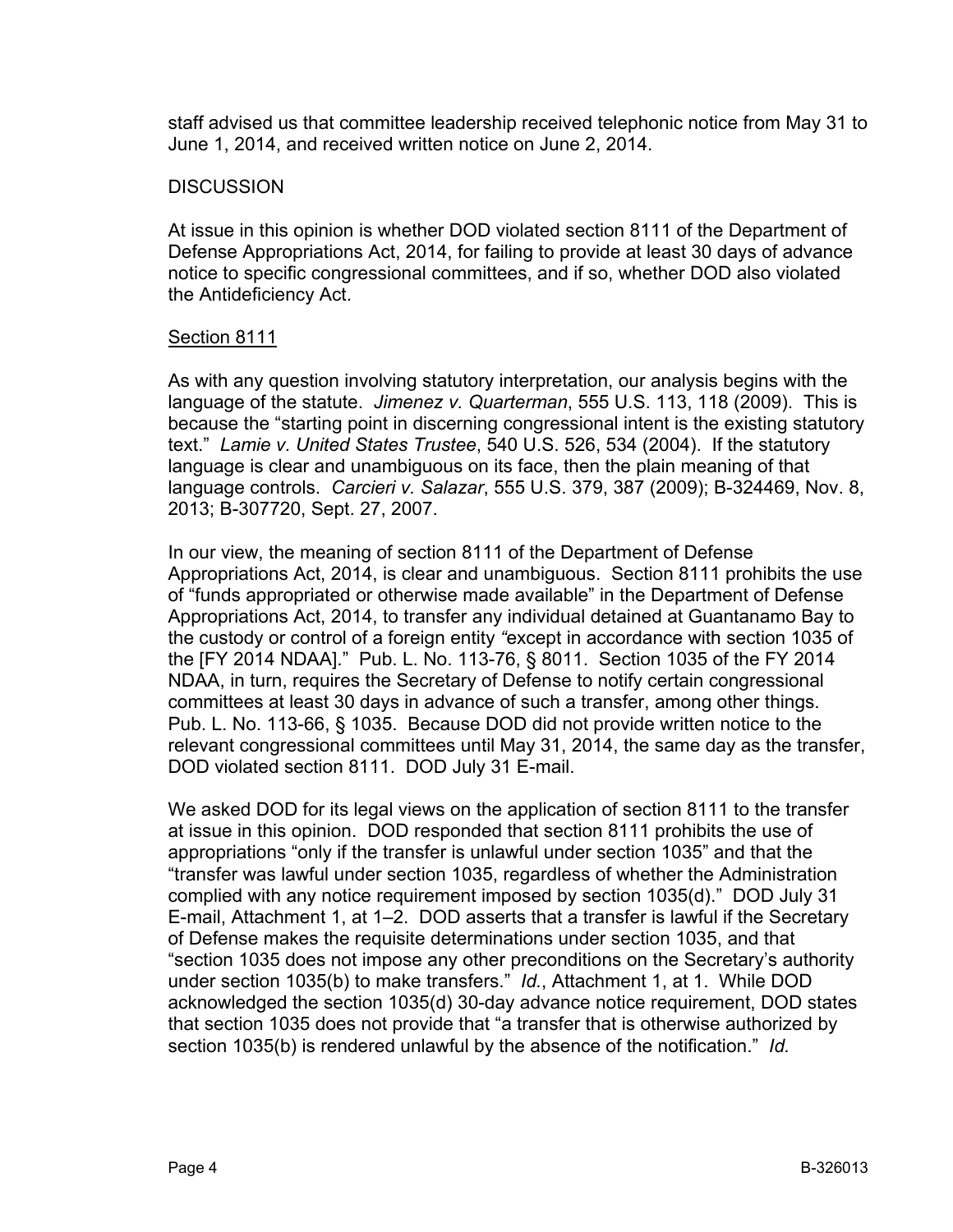staff advised us that committee leadership received telephonic notice from May 31 to June 1, 2014, and received written notice on June 2, 2014.

DISCUSSION

At issue in this opinion is whether DOD violated section 8111 of the Department of Defense Appropriations Act, 2014, for failing to provide at least 30 days of advance notice to specific congressional committees, and if so, whether DOD also violated the Antideficiency Act.

Section 8111

As with any question involving statutory interpretation, our analysis begins with the language of the statute. *Jimenez v. Quarterman*, 555 U.S. 113, 118 (2009). This is because the "starting point in discerning congressional intent is the existing statutory text." *Lamie v. United States Trustee*, 540 U.S. 526, 534 (2004). If the statutory language is clear and unambiguous on its face, then the plain meaning of that language controls. *Carcieri v. Salazar*, 555 U.S. 379, 387 (2009); B-324469, Nov. 8, 2013; B-307720, Sept. 27, 2007.

In our view, the meaning of section 8111 of the Department of Defense Appropriations Act, 2014, is clear and unambiguous. Section 8111 prohibits the use of "funds appropriated or otherwise made available" in the Department of Defense Appropriations Act, 2014, to transfer any individual detained at Guantanamo Bay to the custody or control of a foreign entity "except in accordance with section 1035 of the [FY 2014 NDAA]." Pub. L. No. 113-76, § 8011. Section 1035 of the FY 2014 NDAA, in turn, requires the Secretary of Defense to notify certain congressional committees at least 30 days in advance of such a transfer, among other things. Pub. L. No. 113-66, § 1035. Because DOD did not provide written notice to the relevant congressional committees until May 31, 2014, the same day as the transfer, DOD violated section 8111. DOD July 31 E-mail.

We asked DOD for its legal views on the application of section 8111 to the transfer at issue in this opinion. DOD responded that section 8111 prohibits the use of appropriations "only if the transfer is unlawful under section 1035" and that the "transfer was lawful under section 1035, regardless of whether the Administration complied with any notice requirement imposed by section 1035(d)." DOD July 31 E-mail, Attachment 1, at 1–2. DOD asserts that a transfer is lawful if the Secretary of Defense makes the requisite determinations under section 1035, and that "section 1035 does not impose any other preconditions on the Secretary's authority under section 1035(b) to make transfers." *Id.*, Attachment 1, at 1. While DOD acknowledged the section 1035(d) 30-day advance notice requirement, DOD states that section 1035 does not provide that "a transfer that is otherwise authorized by section 1035(b) is rendered unlawful by the absence of the notification." *Id.*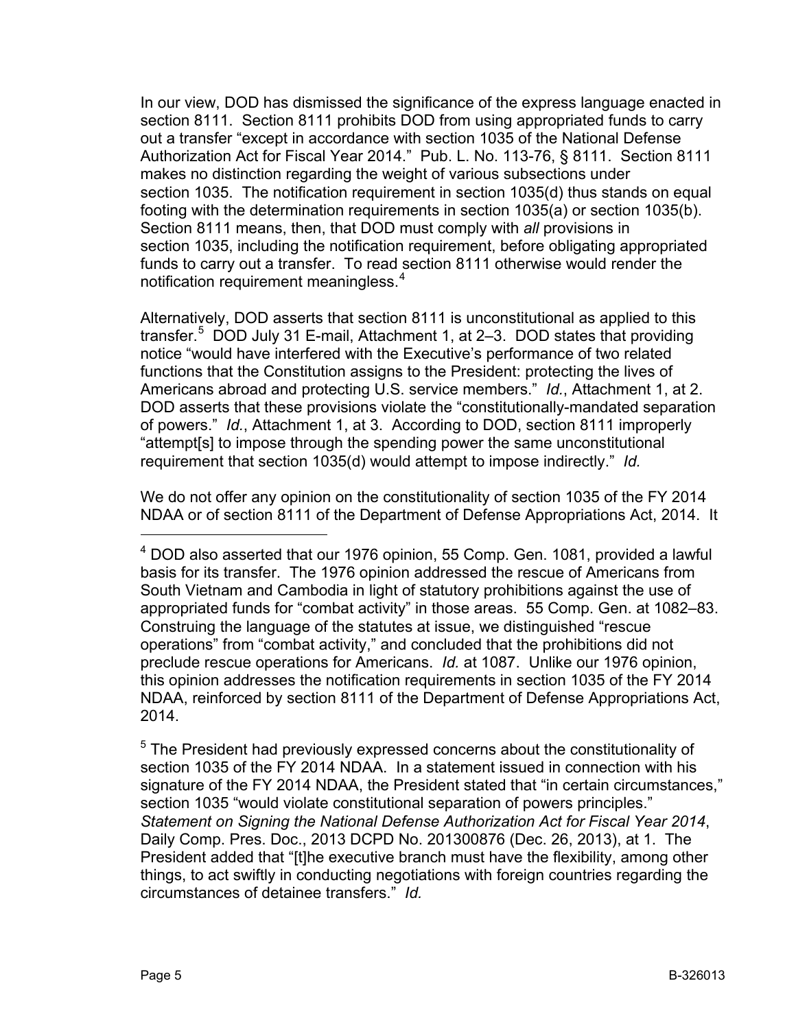In our view, DOD has dismissed the significance of the express language enacted in section 8111. Section 8111 prohibits DOD from using appropriated funds to carry out a transfer "except in accordance with section 1035 of the National Defense Authorization Act for Fiscal Year 2014." Pub. L. No. 113-76, § 8111. Section 8111 makes no distinction regarding the weight of various subsections under section 1035. The notification requirement in section 1035(d) thus stands on equal footing with the determination requirements in section 1035(a) or section 1035(b). Section 8111 means, then, that DOD must comply with *all* provisions in section 1035, including the notification requirement, before obligating appropriated funds to carry out a transfer. To read section 8111 otherwise would render the notification requirement meaningless.[4]

Alternatively, DOD asserts that section 8111 is unconstitutional as applied to this transfer.[5] DOD July 31 E-mail, Attachment 1, at 2–3. DOD states that providing notice "would have interfered with the Executive's performance of two related functions that the Constitution assigns to the President: protecting the lives of Americans abroad and protecting U.S. service members." *Id.*, Attachment 1, at 2. DOD asserts that these provisions violate the "constitutionally-mandated separation of powers." *Id.*, Attachment 1, at 3. According to DOD, section 8111 improperly "attempt[s] to impose through the spending power the same unconstitutional requirement that section 1035(d) would attempt to impose indirectly." *Id.*

We do not offer any opinion on the constitutionality of section 1035 of the FY 2014 NDAA or of section 8111 of the Department of Defense Appropriations Act, 2014. It

[4] DOD also asserted that our 1976 opinion, 55 Comp. Gen. 1081, provided a lawful basis for its transfer. The 1976 opinion addressed the rescue of Americans from South Vietnam and Cambodia in light of statutory prohibitions against the use of appropriated funds for "combat activity" in those areas. 55 Comp. Gen. at 1082–83. Construing the language of the statutes at issue, we distinguished "rescue operations" from "combat activity," and concluded that the prohibitions did not preclude rescue operations for Americans. *Id.* at 1087. Unlike our 1976 opinion, this opinion addresses the notification requirements in section 1035 of the FY 2014 NDAA, reinforced by section 8111 of the Department of Defense Appropriations Act, 2014.

[5] The President had previously expressed concerns about the constitutionality of section 1035 of the FY 2014 NDAA. In a statement issued in connection with his signature of the FY 2014 NDAA, the President stated that "in certain circumstances," section 1035 "would violate constitutional separation of powers principles." *Statement on Signing the National Defense Authorization Act for Fiscal Year 2014*, Daily Comp. Pres. Doc., 2013 DCPD No. 201300876 (Dec. 26, 2013), at 1. The President added that "[t]he executive branch must have the flexibility, among other things, to act swiftly in conducting negotiations with foreign countries regarding the circumstances of detainee transfers." *Id.*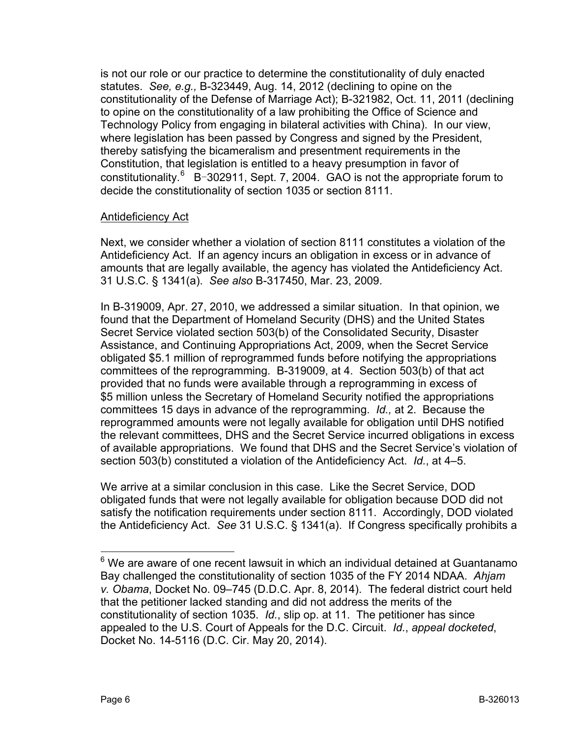is not our role or our practice to determine the constitutionality of duly enacted statutes. *See, e.g.,* B-323449, Aug. 14, 2012 (declining to opine on the constitutionality of the Defense of Marriage Act); B-321982, Oct. 11, 2011 (declining to opine on the constitutionality of a law prohibiting the Office of Science and Technology Policy from engaging in bilateral activities with China). In our view, where legislation has been passed by Congress and signed by the President, thereby satisfying the bicameralism and presentment requirements in the Constitution, that legislation is entitled to a heavy presumption in favor of constitutionality.[6] B-302911, Sept. 7, 2004. GAO is not the appropriate forum to decide the constitutionality of section 1035 or section 8111.

Antideficiency Act

Next, we consider whether a violation of section 8111 constitutes a violation of the Antideficiency Act. If an agency incurs an obligation in excess or in advance of amounts that are legally available, the agency has violated the Antideficiency Act. 31 U.S.C. § 1341(a). *See also* B-317450, Mar. 23, 2009.

In B-319009, Apr. 27, 2010, we addressed a similar situation. In that opinion, we found that the Department of Homeland Security (DHS) and the United States Secret Service violated section 503(b) of the Consolidated Security, Disaster Assistance, and Continuing Appropriations Act, 2009, when the Secret Service obligated $5.1 million of reprogrammed funds before notifying the appropriations committees of the reprogramming. B-319009, at 4. Section 503(b) of that act provided that no funds were available through a reprogramming in excess of $5 million unless the Secretary of Homeland Security notified the appropriations committees 15 days in advance of the reprogramming. *Id.,* at 2. Because the reprogrammed amounts were not legally available for obligation until DHS notified the relevant committees, DHS and the Secret Service incurred obligations in excess of available appropriations. We found that DHS and the Secret Service's violation of section 503(b) constituted a violation of the Antideficiency Act. *Id.*, at 4–5.

We arrive at a similar conclusion in this case. Like the Secret Service, DOD obligated funds that were not legally available for obligation because DOD did not satisfy the notification requirements under section 8111. Accordingly, DOD violated the Antideficiency Act. *See* 31 U.S.C. § 1341(a). If Congress specifically prohibits a

---

[6] We are aware of one recent lawsuit in which an individual detained at Guantanamo Bay challenged the constitutionality of section 1035 of the FY 2014 NDAA. *Ahjam v. Obama*, Docket No. 09–745 (D.D.C. Apr. 8, 2014). The federal district court held that the petitioner lacked standing and did not address the merits of the constitutionality of section 1035. *Id.*, slip op. at 11. The petitioner has since appealed to the U.S. Court of Appeals for the D.C. Circuit. *Id.*, *appeal docketed*, Docket No. 14-5116 (D.C. Cir. May 20, 2014).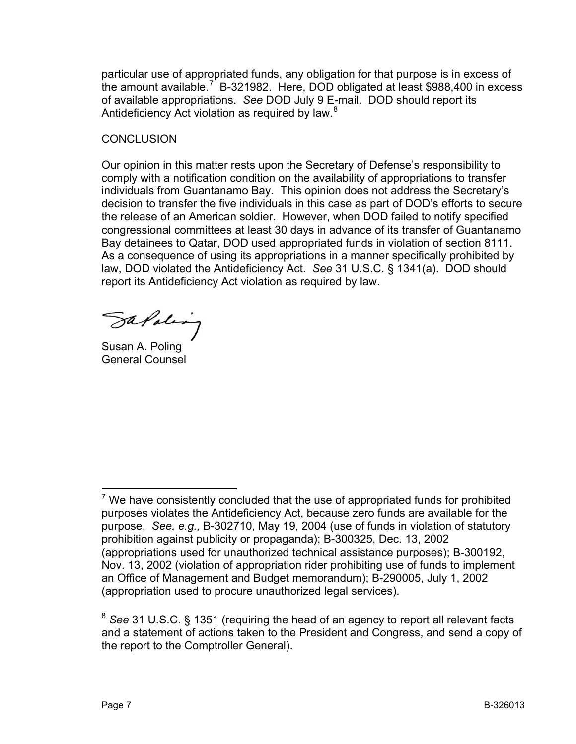particular use of appropriated funds, any obligation for that purpose is in excess of the amount available.[7] B-321982. Here, DOD obligated at least $988,400 in excess of available appropriations. *See* DOD July 9 E-mail. DOD should report its Antideficiency Act violation as required by law.[8]

CONCLUSION

Our opinion in this matter rests upon the Secretary of Defense's responsibility to comply with a notification condition on the availability of appropriations to transfer individuals from Guantanamo Bay. This opinion does not address the Secretary's decision to transfer the five individuals in this case as part of DOD's efforts to secure the release of an American soldier. However, when DOD failed to notify specified congressional committees at least 30 days in advance of its transfer of Guantanamo Bay detainees to Qatar, DOD used appropriated funds in violation of section 8111. As a consequence of using its appropriations in a manner specifically prohibited by law, DOD violated the Antideficiency Act. *See* 31 U.S.C. § 1341(a). DOD should report its Antideficiency Act violation as required by law.

Susan A. Poling
General Counsel

---

[7] We have consistently concluded that the use of appropriated funds for prohibited purposes violates the Antideficiency Act, because zero funds are available for the purpose. *See, e.g.,* B-302710, May 19, 2004 (use of funds in violation of statutory prohibition against publicity or propaganda); B-300325, Dec. 13, 2002 (appropriations used for unauthorized technical assistance purposes); B-300192, Nov. 13, 2002 (violation of appropriation rider prohibiting use of funds to implement an Office of Management and Budget memorandum); B-290005, July 1, 2002 (appropriation used to procure unauthorized legal services).

[8] *See* 31 U.S.C. § 1351 (requiring the head of an agency to report all relevant facts and a statement of actions taken to the President and Congress, and send a copy of the report to the Comptroller General).